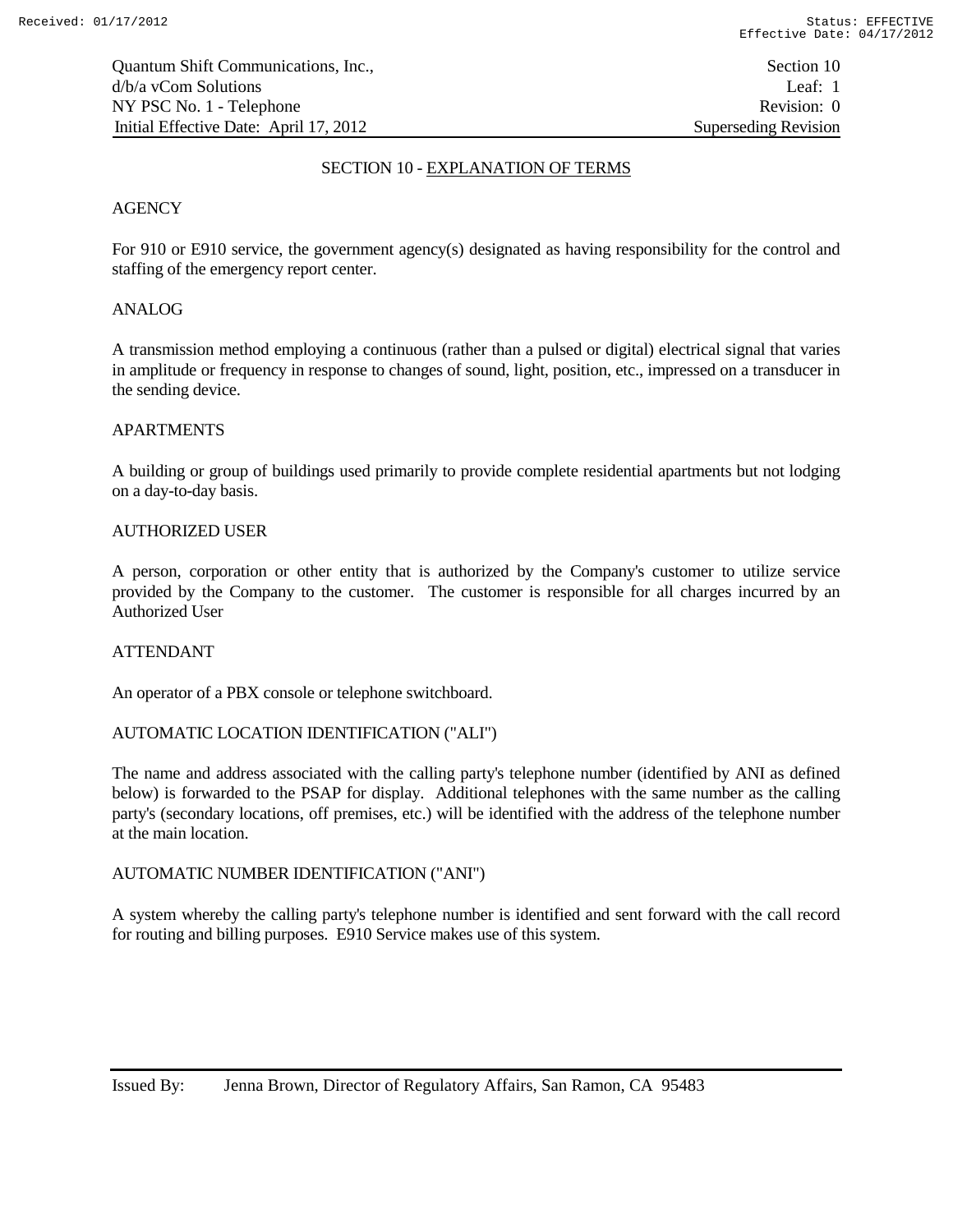# SECTION 10 - EXPLANATION OF TERMS

AGENCY

For 910 or E910 service, the government agency(s) designated as having responsibility for the control and staffing of the emergency report center.

ANALOG

A transmission method employing a continuous (rather than a pulsed or digital) electrical signal that varies in amplitude or frequency in response to changes of sound, light, position, etc., impressed on a transducer in the sending device.

APARTMENTS

A building or group of buildings used primarily to provide complete residential apartments but not lodging on a day-to-day basis.

AUTHORIZED USER

A person, corporation or other entity that is authorized by the Company's customer to utilize service provided by the Company to the customer. The customer is responsible for all charges incurred by an Authorized User

ATTENDANT

An operator of a PBX console or telephone switchboard.

AUTOMATIC LOCATION IDENTIFICATION ("ALI")

The name and address associated with the calling party's telephone number (identified by ANI as defined below) is forwarded to the PSAP for display. Additional telephones with the same number as the calling party's (secondary locations, off premises, etc.) will be identified with the address of the telephone number at the main location.

AUTOMATIC NUMBER IDENTIFICATION ("ANI")

A system whereby the calling party's telephone number is identified and sent forward with the call record for routing and billing purposes. E910 Service makes use of this system.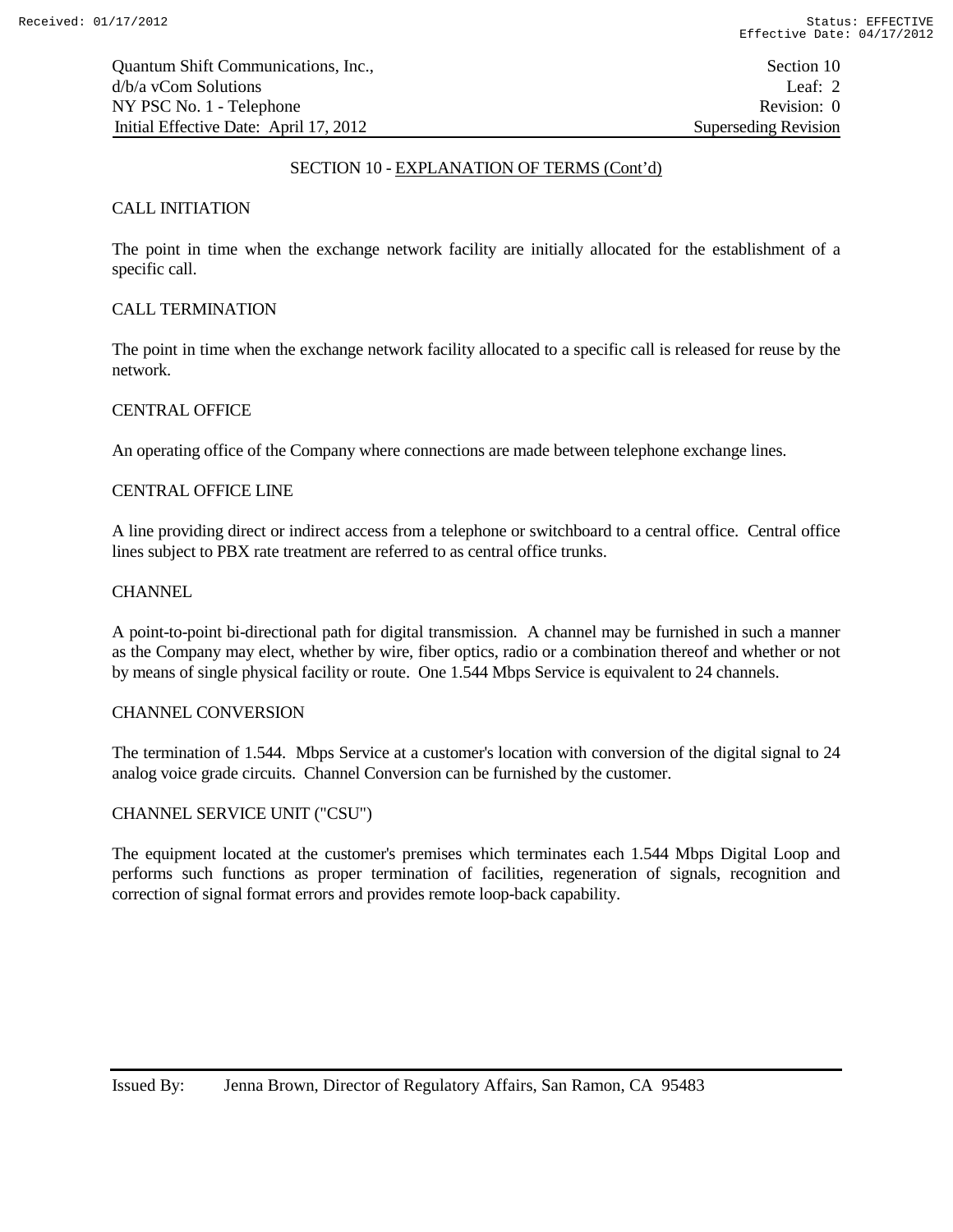## SECTION 10 - EXPLANATION OF TERMS (Cont'd)

CALL INITIATION

The point in time when the exchange network facility are initially allocated for the establishment of a specific call.

CALL TERMINATION

The point in time when the exchange network facility allocated to a specific call is released for reuse by the network.

CENTRAL OFFICE

An operating office of the Company where connections are made between telephone exchange lines.

CENTRAL OFFICE LINE

A line providing direct or indirect access from a telephone or switchboard to a central office. Central office lines subject to PBX rate treatment are referred to as central office trunks.

CHANNEL

A point-to-point bi-directional path for digital transmission. A channel may be furnished in such a manner as the Company may elect, whether by wire, fiber optics, radio or a combination thereof and whether or not by means of single physical facility or route. One 1.544 Mbps Service is equivalent to 24 channels.

CHANNEL CONVERSION

The termination of 1.544. Mbps Service at a customer's location with conversion of the digital signal to 24 analog voice grade circuits. Channel Conversion can be furnished by the customer.

CHANNEL SERVICE UNIT ("CSU")

The equipment located at the customer's premises which terminates each 1.544 Mbps Digital Loop and performs such functions as proper termination of facilities, regeneration of signals, recognition and correction of signal format errors and provides remote loop-back capability.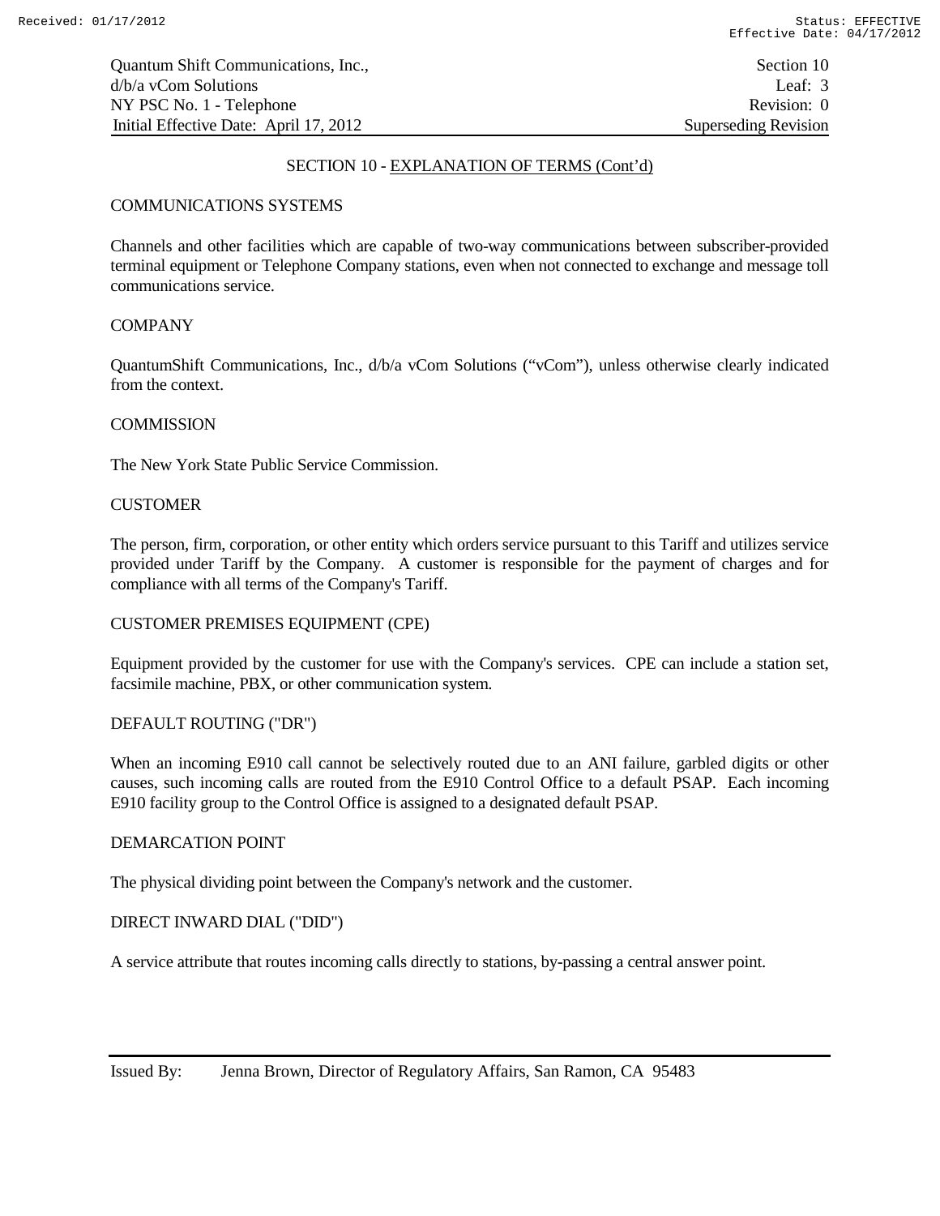## SECTION 10 - EXPLANATION OF TERMS (Cont'd)

COMMUNICATIONS SYSTEMS

Channels and other facilities which are capable of two-way communications between subscriber-provided terminal equipment or Telephone Company stations, even when not connected to exchange and message toll communications service.

COMPANY

QuantumShift Communications, Inc., d/b/a vCom Solutions ("vCom"), unless otherwise clearly indicated from the context.

COMMISSION

The New York State Public Service Commission.

CUSTOMER

The person, firm, corporation, or other entity which orders service pursuant to this Tariff and utilizes service provided under Tariff by the Company. A customer is responsible for the payment of charges and for compliance with all terms of the Company's Tariff.

CUSTOMER PREMISES EQUIPMENT (CPE)

Equipment provided by the customer for use with the Company's services. CPE can include a station set, facsimile machine, PBX, or other communication system.

DEFAULT ROUTING ("DR")

When an incoming E910 call cannot be selectively routed due to an ANI failure, garbled digits or other causes, such incoming calls are routed from the E910 Control Office to a default PSAP. Each incoming E910 facility group to the Control Office is assigned to a designated default PSAP.

DEMARCATION POINT

The physical dividing point between the Company's network and the customer.

DIRECT INWARD DIAL ("DID")

A service attribute that routes incoming calls directly to stations, by-passing a central answer point.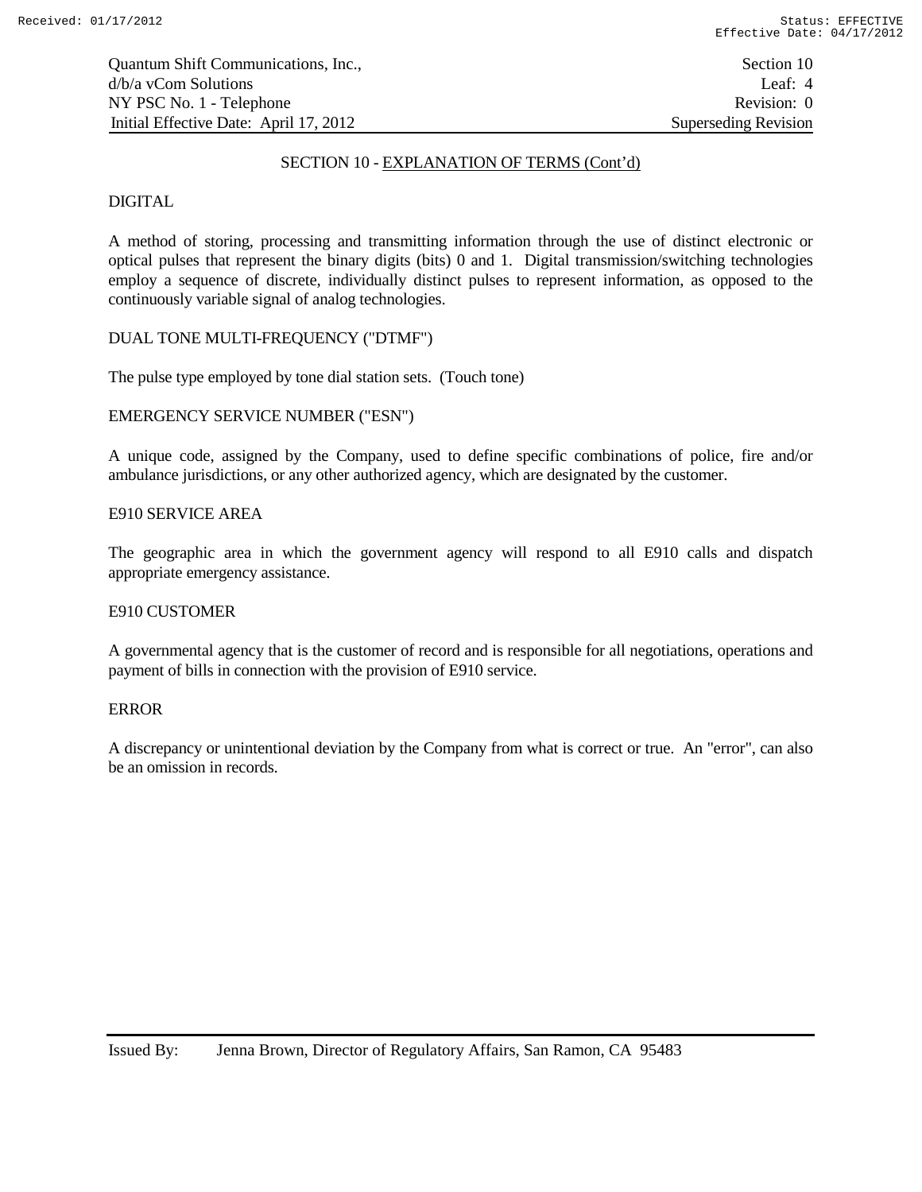## SECTION 10 - EXPLANATION OF TERMS (Cont'd)

DIGITAL

A method of storing, processing and transmitting information through the use of distinct electronic or optical pulses that represent the binary digits (bits) 0 and 1. Digital transmission/switching technologies employ a sequence of discrete, individually distinct pulses to represent information, as opposed to the continuously variable signal of analog technologies.

DUAL TONE MULTI-FREQUENCY ("DTMF")

The pulse type employed by tone dial station sets. (Touch tone)

EMERGENCY SERVICE NUMBER ("ESN")

A unique code, assigned by the Company, used to define specific combinations of police, fire and/or ambulance jurisdictions, or any other authorized agency, which are designated by the customer.

E910 SERVICE AREA

The geographic area in which the government agency will respond to all E910 calls and dispatch appropriate emergency assistance.

E910 CUSTOMER

A governmental agency that is the customer of record and is responsible for all negotiations, operations and payment of bills in connection with the provision of E910 service.

ERROR

A discrepancy or unintentional deviation by the Company from what is correct or true. An "error", can also be an omission in records.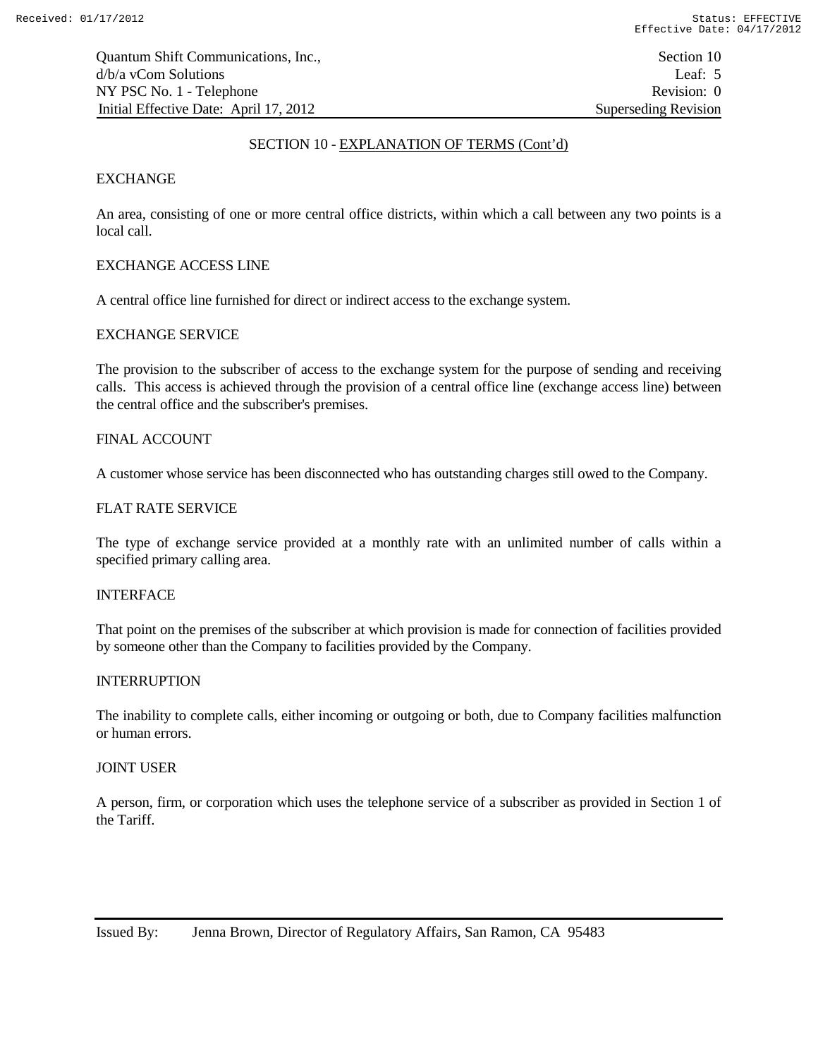## SECTION 10 - EXPLANATION OF TERMS (Cont'd)

EXCHANGE

An area, consisting of one or more central office districts, within which a call between any two points is a local call.

EXCHANGE ACCESS LINE

A central office line furnished for direct or indirect access to the exchange system.

EXCHANGE SERVICE

The provision to the subscriber of access to the exchange system for the purpose of sending and receiving calls. This access is achieved through the provision of a central office line (exchange access line) between the central office and the subscriber's premises.

FINAL ACCOUNT

A customer whose service has been disconnected who has outstanding charges still owed to the Company.

FLAT RATE SERVICE

The type of exchange service provided at a monthly rate with an unlimited number of calls within a specified primary calling area.

INTERFACE

That point on the premises of the subscriber at which provision is made for connection of facilities provided by someone other than the Company to facilities provided by the Company.

INTERRUPTION

The inability to complete calls, either incoming or outgoing or both, due to Company facilities malfunction or human errors.

JOINT USER

A person, firm, or corporation which uses the telephone service of a subscriber as provided in Section 1 of the Tariff.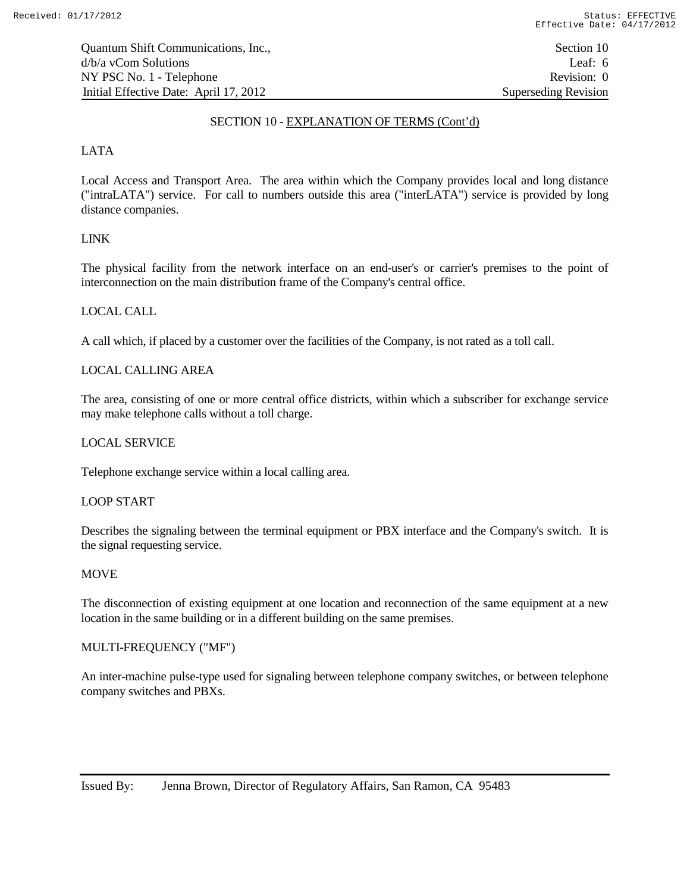## SECTION 10 - EXPLANATION OF TERMS (Cont'd)

LATA

Local Access and Transport Area. The area within which the Company provides local and long distance ("intraLATA") service. For call to numbers outside this area ("interLATA") service is provided by long distance companies.

LINK

The physical facility from the network interface on an end-user's or carrier's premises to the point of interconnection on the main distribution frame of the Company's central office.

LOCAL CALL

A call which, if placed by a customer over the facilities of the Company, is not rated as a toll call.

LOCAL CALLING AREA

The area, consisting of one or more central office districts, within which a subscriber for exchange service may make telephone calls without a toll charge.

LOCAL SERVICE

Telephone exchange service within a local calling area.

LOOP START

Describes the signaling between the terminal equipment or PBX interface and the Company's switch. It is the signal requesting service.

MOVE

The disconnection of existing equipment at one location and reconnection of the same equipment at a new location in the same building or in a different building on the same premises.

MULTI-FREQUENCY ("MF")

An inter-machine pulse-type used for signaling between telephone company switches, or between telephone company switches and PBXs.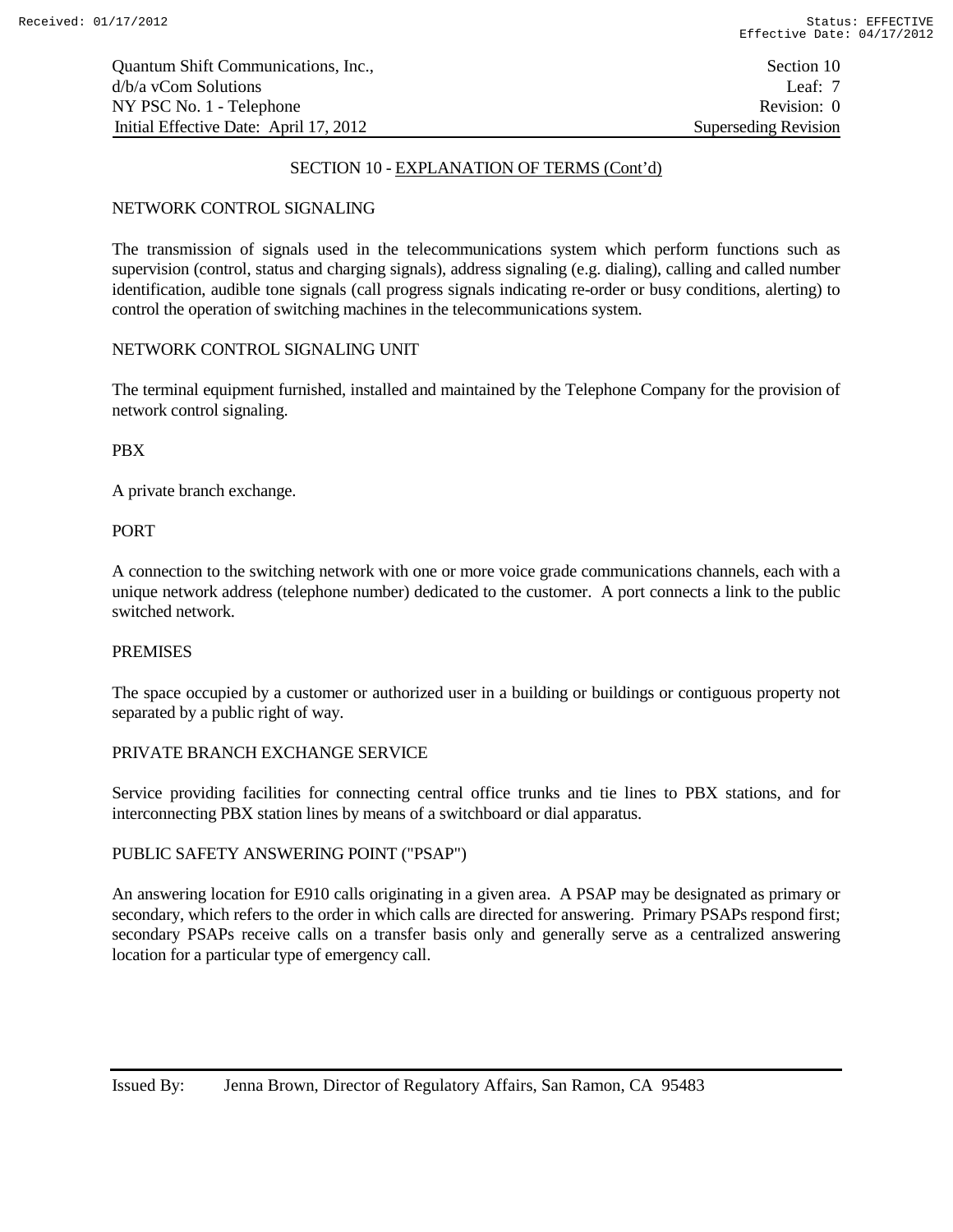## SECTION 10 - EXPLANATION OF TERMS (Cont'd)

### NETWORK CONTROL SIGNALING

The transmission of signals used in the telecommunications system which perform functions such as supervision (control, status and charging signals), address signaling (e.g. dialing), calling and called number identification, audible tone signals (call progress signals indicating re-order or busy conditions, alerting) to control the operation of switching machines in the telecommunications system.

### NETWORK CONTROL SIGNALING UNIT

The terminal equipment furnished, installed and maintained by the Telephone Company for the provision of network control signaling.

### PBX

A private branch exchange.

### PORT

A connection to the switching network with one or more voice grade communications channels, each with a unique network address (telephone number) dedicated to the customer. A port connects a link to the public switched network.

### PREMISES

The space occupied by a customer or authorized user in a building or buildings or contiguous property not separated by a public right of way.

### PRIVATE BRANCH EXCHANGE SERVICE

Service providing facilities for connecting central office trunks and tie lines to PBX stations, and for interconnecting PBX station lines by means of a switchboard or dial apparatus.

### PUBLIC SAFETY ANSWERING POINT ("PSAP")

An answering location for E910 calls originating in a given area. A PSAP may be designated as primary or secondary, which refers to the order in which calls are directed for answering. Primary PSAPs respond first; secondary PSAPs receive calls on a transfer basis only and generally serve as a centralized answering location for a particular type of emergency call.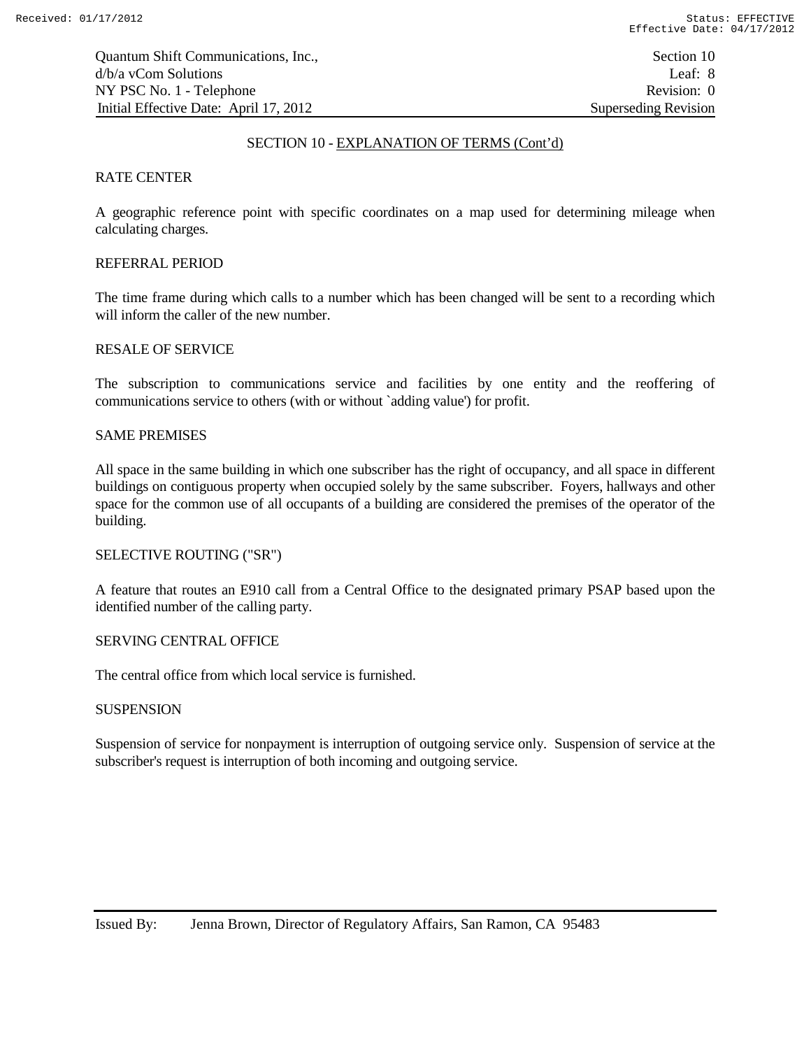## SECTION 10 - EXPLANATION OF TERMS (Cont'd)

RATE CENTER

A geographic reference point with specific coordinates on a map used for determining mileage when calculating charges.

REFERRAL PERIOD

The time frame during which calls to a number which has been changed will be sent to a recording which will inform the caller of the new number.

RESALE OF SERVICE

The subscription to communications service and facilities by one entity and the reoffering of communications service to others (with or without `adding value') for profit.

SAME PREMISES

All space in the same building in which one subscriber has the right of occupancy, and all space in different buildings on contiguous property when occupied solely by the same subscriber. Foyers, hallways and other space for the common use of all occupants of a building are considered the premises of the operator of the building.

SELECTIVE ROUTING ("SR")

A feature that routes an E910 call from a Central Office to the designated primary PSAP based upon the identified number of the calling party.

SERVING CENTRAL OFFICE

The central office from which local service is furnished.

SUSPENSION

Suspension of service for nonpayment is interruption of outgoing service only. Suspension of service at the subscriber's request is interruption of both incoming and outgoing service.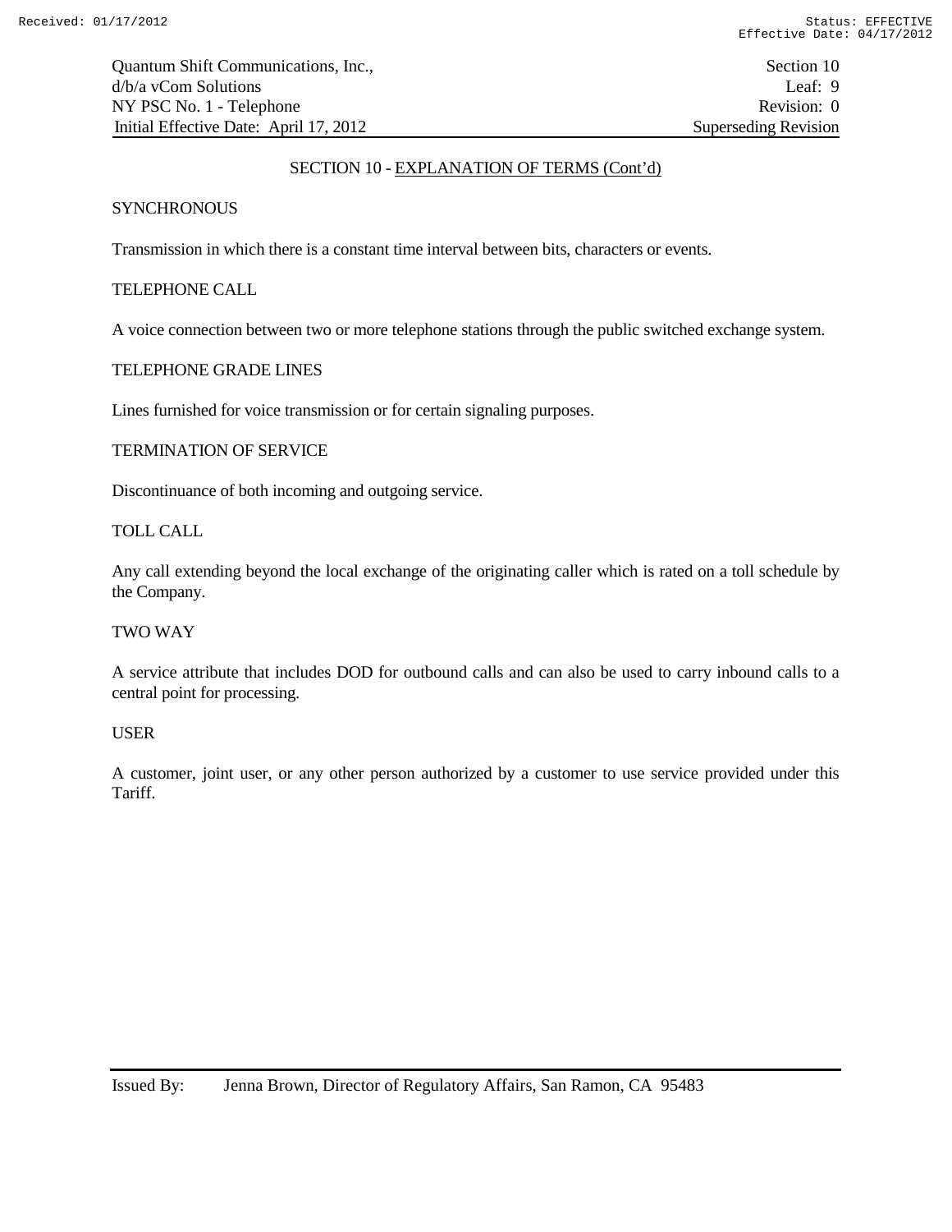## SECTION 10 - EXPLANATION OF TERMS (Cont'd)

SYNCHRONOUS

Transmission in which there is a constant time interval between bits, characters or events.

TELEPHONE CALL

A voice connection between two or more telephone stations through the public switched exchange system.

TELEPHONE GRADE LINES

Lines furnished for voice transmission or for certain signaling purposes.

TERMINATION OF SERVICE

Discontinuance of both incoming and outgoing service.

TOLL CALL

Any call extending beyond the local exchange of the originating caller which is rated on a toll schedule by the Company.

TWO WAY

A service attribute that includes DOD for outbound calls and can also be used to carry inbound calls to a central point for processing.

USER

A customer, joint user, or any other person authorized by a customer to use service provided under this Tariff.